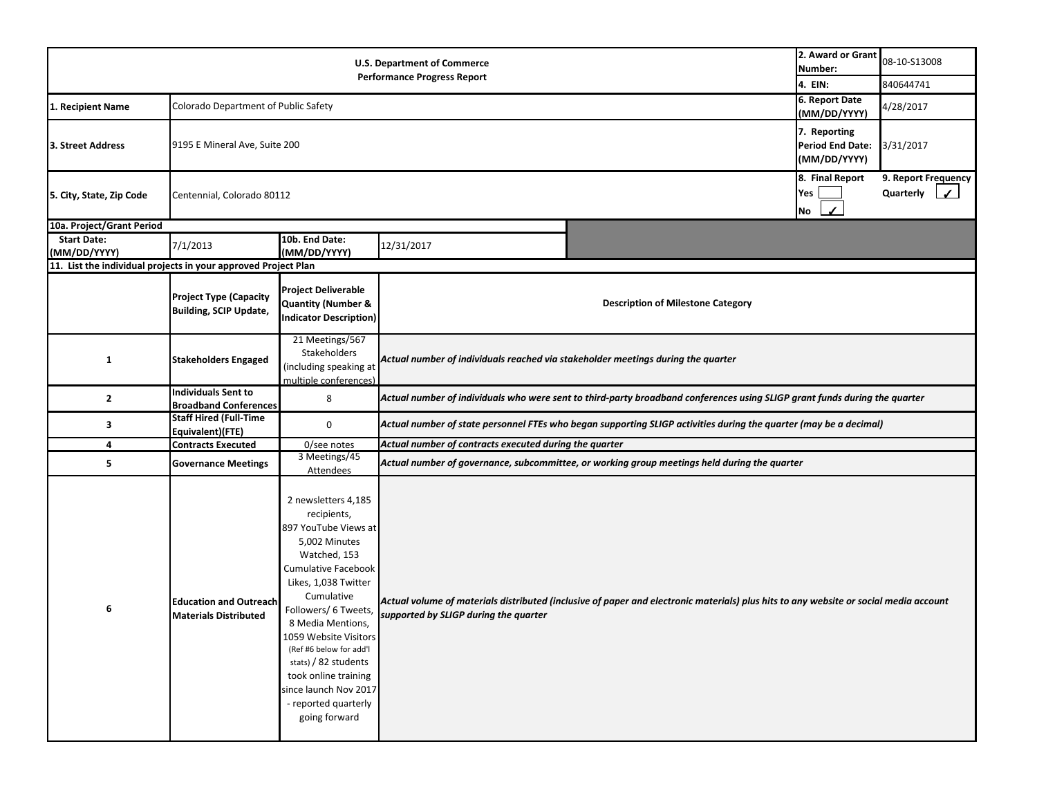| U.S. Department of Commerce<br>Performance Progress Report | | | | 2. Award or Grant Number: | 08-10-S13008 |
|---|---|---|---|---|---|
| | | | | 4. EIN: | 840644741 |
| 1. Recipient Name | Colorado Department of Public Safety | | | 6. Report Date (MM/DD/YYYY) | 4/28/2017 |
| 3. Street Address | 9195 E Mineral Ave, Suite 200 | | | 7. Reporting Period End Date: (MM/DD/YYYY) | 3/31/2017 |
| 5. City, State, Zip Code | Centennial, Colorado 80112 | | | 8. Final Report<br>Yes ☐<br>No ✓ | 9. Report Frequency<br>Quarterly ✓ |

| 10a. Project/Grant Period | | | |
|---|---|---|---|
| Start Date: (MM/DD/YYYY) | 7/1/2013 | 10b. End Date: (MM/DD/YYYY) | 12/31/2017 |

**11. List the individual projects in your approved Project Plan**

| | Project Type (Capacity Building, SCIP Update, | Project Deliverable Quantity (Number & Indicator Description) | Description of Milestone Category |
|---|---|---|---|
| 1 | **Stakeholders Engaged** | 21 Meetings/567 Stakeholders (including speaking at multiple conferences) | *Actual number of individuals reached via stakeholder meetings during the quarter* |
| 2 | **Individuals Sent to Broadband Conferences** | 8 | *Actual number of individuals who were sent to third-party broadband conferences using SLIGP grant funds during the quarter* |
| 3 | **Staff Hired (Full-Time Equivalent)(FTE)** | 0 | *Actual number of state personnel FTEs who began supporting SLIGP activities during the quarter (may be a decimal)* |
| 4 | **Contracts Executed** | 0/see notes | *Actual number of contracts executed during the quarter* |
| 5 | **Governance Meetings** | 3 Meetings/45 Attendees | *Actual number of governance, subcommittee, or working group meetings held during the quarter* |
| 6 | **Education and Outreach Materials Distributed** | 2 newsletters 4,185 recipients, 897 YouTube Views at 5,002 Minutes Watched, 153 Cumulative Facebook Likes, 1,038 Twitter Cumulative Followers/ 6 Tweets, 8 Media Mentions, 1059 Website Visitors (Ref #6 below for add'l stats) / 82 students took online training since launch Nov 2017 - reported quarterly going forward | *Actual volume of materials distributed (inclusive of paper and electronic materials) plus hits to any website or social media account supported by SLIGP during the quarter* |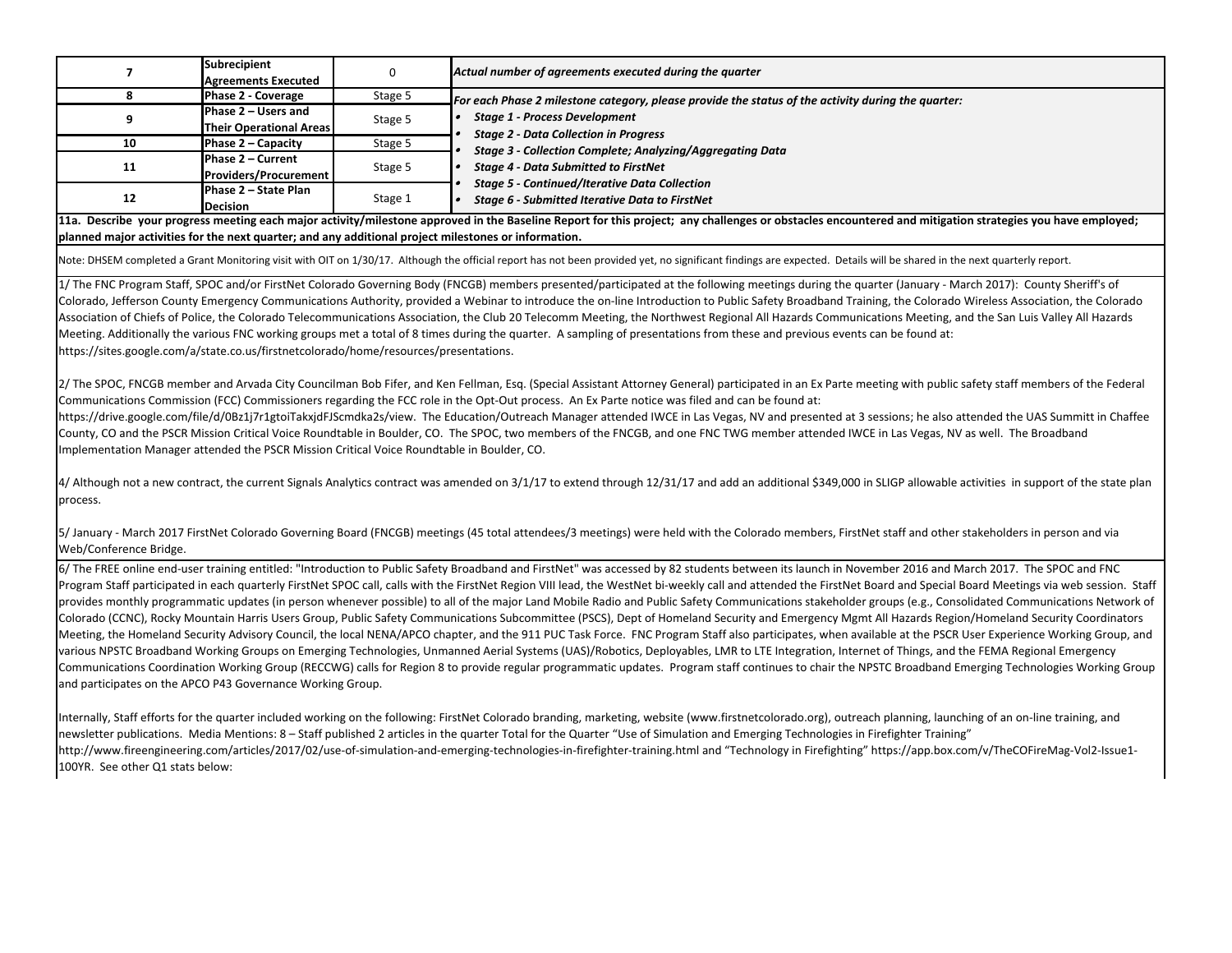| | | | |
|---|---|---|---|
| 7 | **Subrecipient Agreements Executed** | 0 | ***Actual number of agreements executed during the quarter*** |
| 8 | **Phase 2 - Coverage** | Stage 5 | ***For each Phase 2 milestone category, please provide the status of the activity during the quarter:*** <br> • ***Stage 1 - Process Development*** <br> • ***Stage 2 - Data Collection in Progress*** <br> • ***Stage 3 - Collection Complete; Analyzing/Aggregating Data*** <br> • ***Stage 4 - Data Submitted to FirstNet*** <br> • ***Stage 5 - Continued/Iterative Data Collection*** <br> • ***Stage 6 - Submitted Iterative Data to FirstNet*** |
| 9 | **Phase 2 – Users and Their Operational Areas** | Stage 5 | |
| 10 | **Phase 2 – Capacity** | Stage 5 | |
| 11 | **Phase 2 – Current Providers/Procurement** | Stage 5 | |
| 12 | **Phase 2 – State Plan Decision** | Stage 1 | |

**11a. Describe your progress meeting each major activity/milestone approved in the Baseline Report for this project; any challenges or obstacles encountered and mitigation strategies you have employed; planned major activities for the next quarter; and any additional project milestones or information.**

Note: DHSEM completed a Grant Monitoring visit with OIT on 1/30/17. Although the official report has not been provided yet, no significant findings are expected. Details will be shared in the next quarterly report.

1/ The FNC Program Staff, SPOC and/or FirstNet Colorado Governing Body (FNCGB) members presented/participated at the following meetings during the quarter (January - March 2017): County Sheriff's of Colorado, Jefferson County Emergency Communications Authority, provided a Webinar to introduce the on-line Introduction to Public Safety Broadband Training, the Colorado Wireless Association, the Colorado Association of Chiefs of Police, the Colorado Telecommunications Association, the Club 20 Telecomm Meeting, the Northwest Regional All Hazards Communications Meeting, and the San Luis Valley All Hazards Meeting. Additionally the various FNC working groups met a total of 8 times during the quarter. A sampling of presentations from these and previous events can be found at: https://sites.google.com/a/state.co.us/firstnetcolorado/home/resources/presentations.

2/ The SPOC, FNCGB member and Arvada City Councilman Bob Fifer, and Ken Fellman, Esq. (Special Assistant Attorney General) participated in an Ex Parte meeting with public safety staff members of the Federal Communications Commission (FCC) Commissioners regarding the FCC role in the Opt-Out process. An Ex Parte notice was filed and can be found at: https://drive.google.com/file/d/0Bz1j7r1gtoiTakxjdFJScmdka2s/view. The Education/Outreach Manager attended IWCE in Las Vegas, NV and presented at 3 sessions; he also attended the UAS Summitt in Chaffee County, CO and the PSCR Mission Critical Voice Roundtable in Boulder, CO. The SPOC, two members of the FNCGB, and one FNC TWG member attended IWCE in Las Vegas, NV as well. The Broadband Implementation Manager attended the PSCR Mission Critical Voice Roundtable in Boulder, CO.

4/ Although not a new contract, the current Signals Analytics contract was amended on 3/1/17 to extend through 12/31/17 and add an additional $349,000 in SLIGP allowable activities in support of the state plan process.

5/ January - March 2017 FirstNet Colorado Governing Board (FNCGB) meetings (45 total attendees/3 meetings) were held with the Colorado members, FirstNet staff and other stakeholders in person and via Web/Conference Bridge.

6/ The FREE online end-user training entitled: "Introduction to Public Safety Broadband and FirstNet" was accessed by 82 students between its launch in November 2016 and March 2017. The SPOC and FNC Program Staff participated in each quarterly FirstNet SPOC call, calls with the FirstNet Region VIII lead, the WestNet bi-weekly call and attended the FirstNet Board and Special Board Meetings via web session. Staff provides monthly programmatic updates (in person whenever possible) to all of the major Land Mobile Radio and Public Safety Communications stakeholder groups (e.g., Consolidated Communications Network of Colorado (CCNC), Rocky Mountain Harris Users Group, Public Safety Communications Subcommittee (PSCS), Dept of Homeland Security and Emergency Mgmt All Hazards Region/Homeland Security Coordinators Meeting, the Homeland Security Advisory Council, the local NENA/APCO chapter, and the 911 PUC Task Force. FNC Program Staff also participates, when available at the PSCR User Experience Working Group, and various NPSTC Broadband Working Groups on Emerging Technologies, Unmanned Aerial Systems (UAS)/Robotics, Deployables, LMR to LTE Integration, Internet of Things, and the FEMA Regional Emergency Communications Coordination Working Group (RECCWG) calls for Region 8 to provide regular programmatic updates. Program staff continues to chair the NPSTC Broadband Emerging Technologies Working Group and participates on the APCO P43 Governance Working Group.

Internally, Staff efforts for the quarter included working on the following: FirstNet Colorado branding, marketing, website (www.firstnetcolorado.org), outreach planning, launching of an on-line training, and newsletter publications. Media Mentions: 8 – Staff published 2 articles in the quarter Total for the Quarter "Use of Simulation and Emerging Technologies in Firefighter Training" http://www.fireengineering.com/articles/2017/02/use-of-simulation-and-emerging-technologies-in-firefighter-training.html and "Technology in Firefighting" https://app.box.com/v/TheCOFireMag-Vol2-Issue1-100YR. See other Q1 stats below: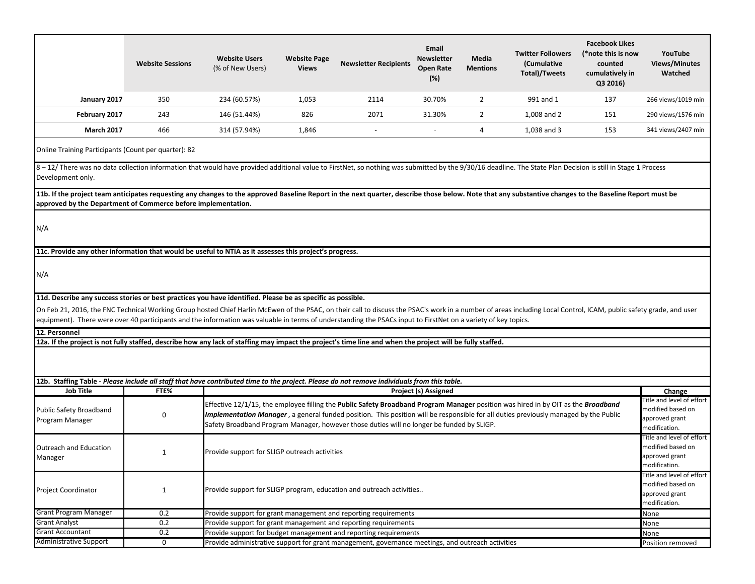| | Website Sessions | Website Users (% of New Users) | Website Page Views | Newsletter Recipients | Email Newsletter Open Rate (%) | Media Mentions | Twitter Followers (Cumulative Total)/Tweets | Facebook Likes (*note this is now counted cumulatively in Q3 2016) | YouTube Views/Minutes Watched |
|---|---|---|---|---|---|---|---|---|---|
| **January 2017** | 350 | 234 (60.57%) | 1,053 | 2114 | 30.70% | 2 | 991 and 1 | 137 | 266 views/1019 min |
| **February 2017** | 243 | 146 (51.44%) | 826 | 2071 | 31.30% | 2 | 1,008 and 2 | 151 | 290 views/1576 min |
| **March 2017** | 466 | 314 (57.94%) | 1,846 | - | - | 4 | 1,038 and 3 | 153 | 341 views/2407 min |

Online Training Participants (Count per quarter): 82

8 – 12/ There was no data collection information that would have provided additional value to FirstNet, so nothing was submitted by the 9/30/16 deadline. The State Plan Decision is still in Stage 1 Process Development only.

**11b. If the project team anticipates requesting any changes to the approved Baseline Report in the next quarter, describe those below. Note that any substantive changes to the Baseline Report must be approved by the Department of Commerce before implementation.**

N/A

**11c. Provide any other information that would be useful to NTIA as it assesses this project's progress.**

N/A

**11d. Describe any success stories or best practices you have identified. Please be as specific as possible.**

On Feb 21, 2016, the FNC Technical Working Group hosted Chief Harlin McEwen of the PSAC, on their call to discuss the PSAC's work in a number of areas including Local Control, ICAM, public safety grade, and user equipment). There were over 40 participants and the information was valuable in terms of understanding the PSACs input to FirstNet on a variety of key topics.

**12. Personnel**

**12a. If the project is not fully staffed, describe how any lack of staffing may impact the project's time line and when the project will be fully staffed.**

**12b. Staffing Table** - *Please include all staff that have contributed time to the project. Please do not remove individuals from this table.*

| Job Title | FTE% | Project (s) Assigned | Change |
|---|---|---|---|
| Public Safety Broadband Program Manager | 0 | Effective 12/1/15, the employee filling the **Public Safety Broadband Program Manager** position was hired in by OIT as the ***Broadband Implementation Manager***, a general funded position. This position will be responsible for all duties previously managed by the Public Safety Broadband Program Manager, however those duties will no longer be funded by SLIGP. | Title and level of effort modified based on approved grant modification. |
| Outreach and Education Manager | 1 | Provide support for SLIGP outreach activities | Title and level of effort modified based on approved grant modification. |
| Project Coordinator | 1 | Provide support for SLIGP program, education and outreach activities.. | Title and level of effort modified based on approved grant modification. |
| Grant Program Manager | 0.2 | Provide support for grant management and reporting requirements | None |
| Grant Analyst | 0.2 | Provide support for grant management and reporting requirements | None |
| Grant Accountant | 0.2 | Provide support for budget management and reporting requirements | None |
| Administrative Support | 0 | Provide administrative support for grant management, governance meetings, and outreach activities | Position removed |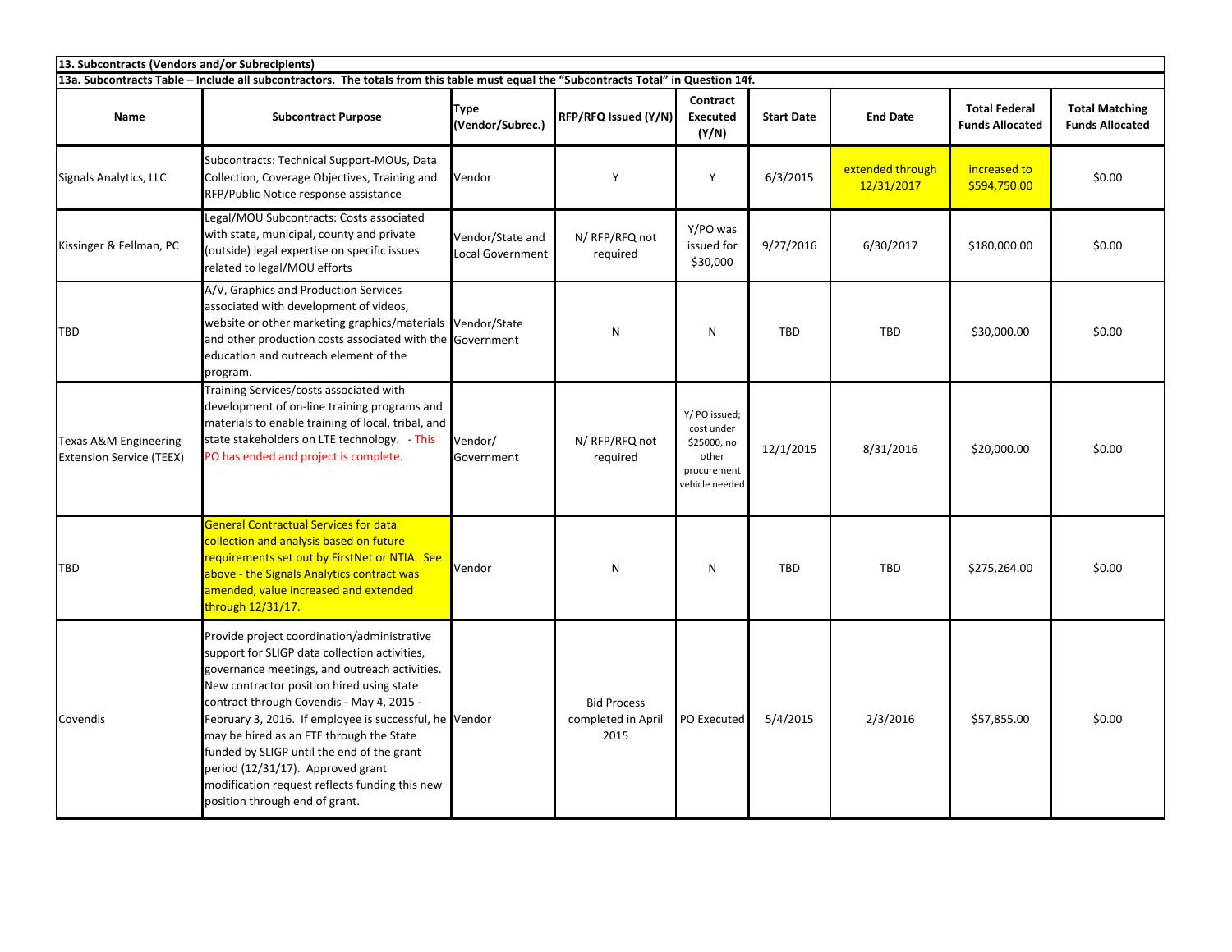**13. Subcontracts (Vendors and/or Subrecipients)**

**13a. Subcontracts Table – Include all subcontractors. The totals from this table must equal the "Subcontracts Total" in Question 14f.**

| Name | Subcontract Purpose | Type (Vendor/Subrec.) | RFP/RFQ Issued (Y/N) | Contract Executed (Y/N) | Start Date | End Date | Total Federal Funds Allocated | Total Matching Funds Allocated |
|---|---|---|---|---|---|---|---|---|
| Signals Analytics, LLC | Subcontracts: Technical Support-MOUs, Data Collection, Coverage Objectives, Training and RFP/Public Notice response assistance | Vendor | Y | Y | 6/3/2015 | extended through 12/31/2017 | increased to $594,750.00 | $0.00 |
| Kissinger & Fellman, PC | Legal/MOU Subcontracts: Costs associated with state, municipal, county and private (outside) legal expertise on specific issues related to legal/MOU efforts | Vendor/State and Local Government | N/ RFP/RFQ not required | Y/PO was issued for $30,000 | 9/27/2016 | 6/30/2017 | $180,000.00 | $0.00 |
| TBD | A/V, Graphics and Production Services associated with development of videos, website or other marketing graphics/materials and other production costs associated with the education and outreach element of the program. | Vendor/State Government | N | N | TBD | TBD | $30,000.00 | $0.00 |
| Texas A&M Engineering Extension Service (TEEX) | Training Services/costs associated with development of on-line training programs and materials to enable training of local, tribal, and state stakeholders on LTE technology. - This PO has ended and project is complete. | Vendor/ Government | N/ RFP/RFQ not required | Y/ PO issued; cost under $25000, no other procurement vehicle needed | 12/1/2015 | 8/31/2016 | $20,000.00 | $0.00 |
| TBD | General Contractual Services for data collection and analysis based on future requirements set out by FirstNet or NTIA. See above - the Signals Analytics contract was amended, value increased and extended through 12/31/17. | Vendor | N | N | TBD | TBD | $275,264.00 | $0.00 |
| Covendis | Provide project coordination/administrative support for SLIGP data collection activities, governance meetings, and outreach activities. New contractor position hired using state contract through Covendis - May 4, 2015 - February 3, 2016. If employee is successful, he may be hired as an FTE through the State funded by SLIGP until the end of the grant period (12/31/17). Approved grant modification request reflects funding this new position through end of grant. | Vendor | Bid Process completed in April 2015 | PO Executed | 5/4/2015 | 2/3/2016 | $57,855.00 | $0.00 |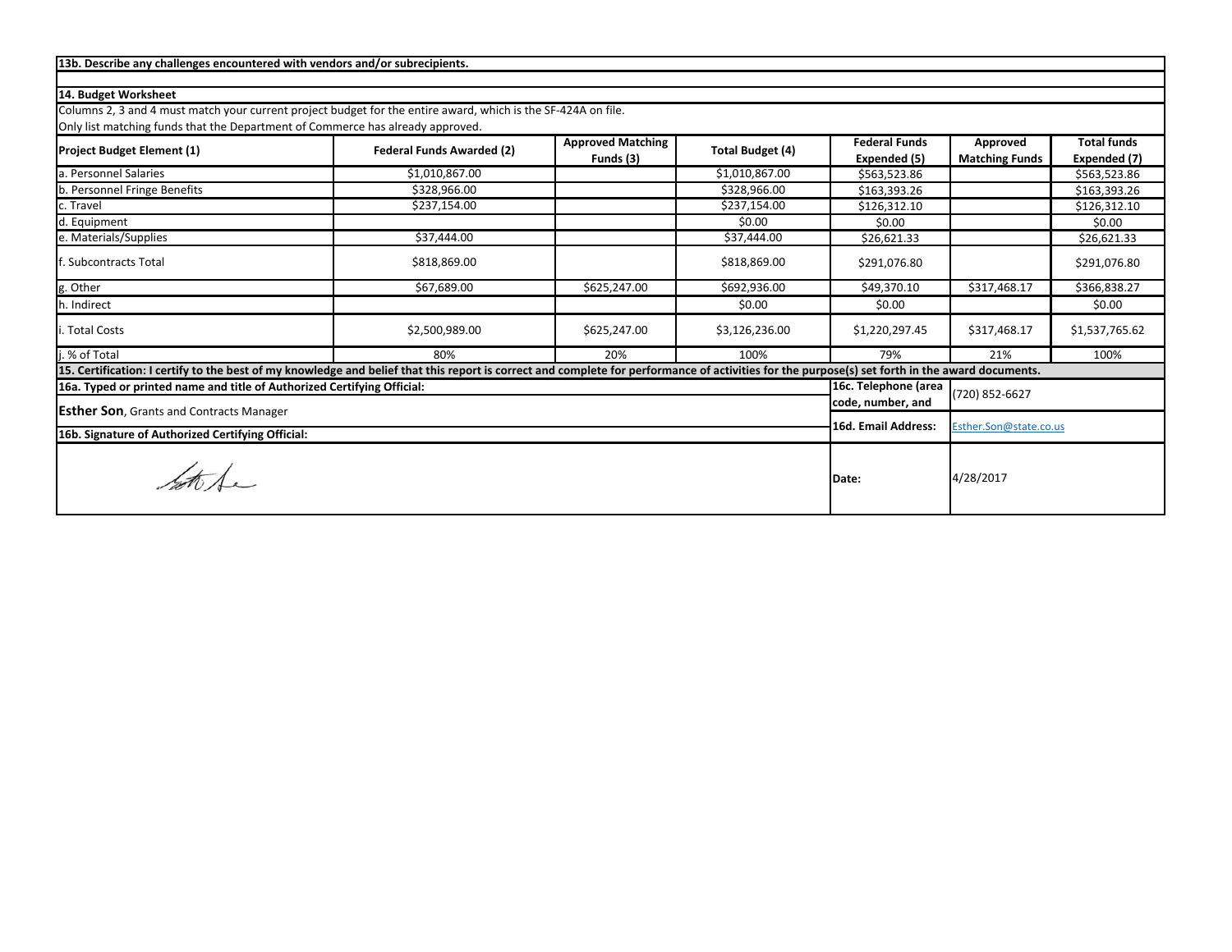**13b. Describe any challenges encountered with vendors and/or subrecipients.**

**14. Budget Worksheet**

Columns 2, 3 and 4 must match your current project budget for the entire award, which is the SF-424A on file.
Only list matching funds that the Department of Commerce has already approved.

| Project Budget Element (1) | Federal Funds Awarded (2) | Approved Matching Funds (3) | Total Budget (4) | Federal Funds Expended (5) | Approved Matching Funds | Total funds Expended (7) |
|---|---|---|---|---|---|---|
| a. Personnel Salaries | $1,010,867.00 | | $1,010,867.00 | $563,523.86 | | $563,523.86 |
| b. Personnel Fringe Benefits | $328,966.00 | | $328,966.00 | $163,393.26 | | $163,393.26 |
| c. Travel | $237,154.00 | | $237,154.00 | $126,312.10 | | $126,312.10 |
| d. Equipment | | | $0.00 | $0.00 | | $0.00 |
| e. Materials/Supplies | $37,444.00 | | $37,444.00 | $26,621.33 | | $26,621.33 |
| f. Subcontracts Total | $818,869.00 | | $818,869.00 | $291,076.80 | | $291,076.80 |
| g. Other | $67,689.00 | $625,247.00 | $692,936.00 | $49,370.10 | $317,468.17 | $366,838.27 |
| h. Indirect | | | $0.00 | $0.00 | | $0.00 |
| i. Total Costs | $2,500,989.00 | $625,247.00 | $3,126,236.00 | $1,220,297.45 | $317,468.17 | $1,537,765.62 |
| j. % of Total | 80% | 20% | 100% | 79% | 21% | 100% |

**15. Certification: I certify to the best of my knowledge and belief that this report is correct and complete for performance of activities for the purpose(s) set forth in the award documents.**

**16a. Typed or printed name and title of Authorized Certifying Official:**

**Esther Son**, Grants and Contracts Manager

**16c. Telephone (area code, number, and** (720) 852-6627

**16d. Email Address:** Esther.Son@state.co.us

**16b. Signature of Authorized Certifying Official:**

**Date:** 4/28/2017